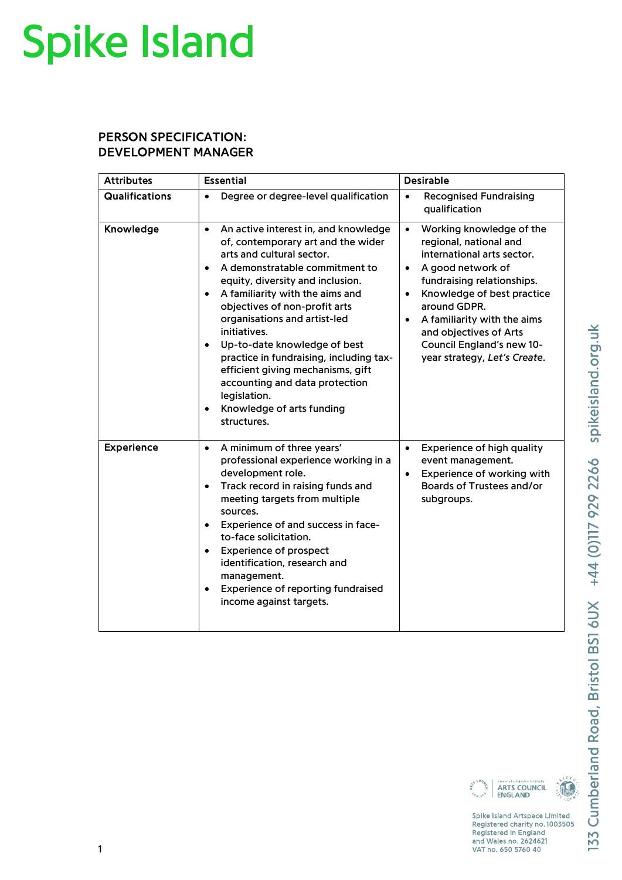# Spike Island

## PERSON SPECIFICATION:
## DEVELOPMENT MANAGER

| Attributes | Essential | Desirable |
|---|---|---|
| **Qualifications** | • Degree or degree-level qualification | • Recognised Fundraising qualification |
| **Knowledge** | • An active interest in, and knowledge of, contemporary art and the wider arts and cultural sector.<br>• A demonstrable commitment to equity, diversity and inclusion.<br>• A familiarity with the aims and objectives of non-profit arts organisations and artist-led initiatives.<br>• Up-to-date knowledge of best practice in fundraising, including tax-efficient giving mechanisms, gift accounting and data protection legislation.<br>• Knowledge of arts funding structures. | • Working knowledge of the regional, national and international arts sector.<br>• A good network of fundraising relationships.<br>• Knowledge of best practice around GDPR.<br>• A familiarity with the aims and objectives of Arts Council England's new 10-year strategy, *Let's Create*. |
| **Experience** | • A minimum of three years' professional experience working in a development role.<br>• Track record in raising funds and meeting targets from multiple sources.<br>• Experience of and success in face-to-face solicitation.<br>• Experience of prospect identification, research and management.<br>• Experience of reporting fundraised income against targets. | • Experience of high quality event management.<br>• Experience of working with Boards of Trustees and/or subgroups. |

133 Cumberland Road, Bristol BS1 6UX +44 (0)117 929 2266 spikeisland.org.uk

Spike Island Artspace Limited
Registered charity no. 1003505
Registered in England
and Wales no. 2624621
VAT no. 650 5760 40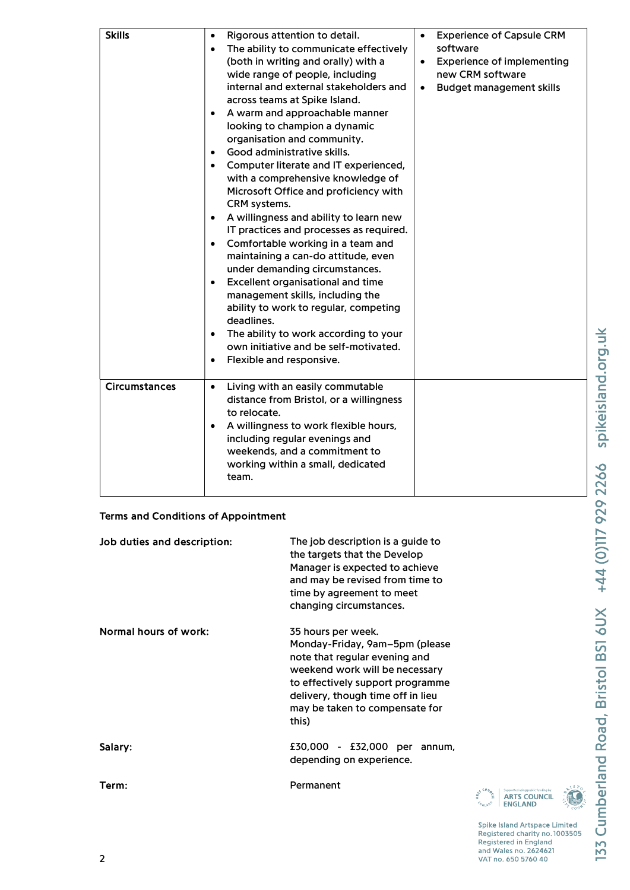| Skills | • Rigorous attention to detail.<br>• The ability to communicate effectively (both in writing and orally) with a wide range of people, including internal and external stakeholders and across teams at Spike Island.<br>• A warm and approachable manner looking to champion a dynamic organisation and community.<br>• Good administrative skills.<br>• Computer literate and IT experienced, with a comprehensive knowledge of Microsoft Office and proficiency with CRM systems.<br>• A willingness and ability to learn new IT practices and processes as required.<br>• Comfortable working in a team and maintaining a can-do attitude, even under demanding circumstances.<br>• Excellent organisational and time management skills, including the ability to work to regular, competing deadlines.<br>• The ability to work according to your own initiative and be self-motivated.<br>• Flexible and responsive. | • Experience of Capsule CRM software<br>• Experience of implementing new CRM software<br>• Budget management skills |
|---|---|---|
| Circumstances | • Living with an easily commutable distance from Bristol, or a willingness to relocate.<br>• A willingness to work flexible hours, including regular evenings and weekends, and a commitment to working within a small, dedicated team. | |

**Terms and Conditions of Appointment**

| | |
|---|---|
| Job duties and description: | The job description is a guide to the targets that the Develop Manager is expected to achieve and may be revised from time to time by agreement to meet changing circumstances. |
| Normal hours of work: | 35 hours per week. Monday-Friday, 9am–5pm (please note that regular evening and weekend work will be necessary to effectively support programme delivery, though time off in lieu may be taken to compensate for this) |
| Salary: | £30,000 - £32,000 per annum, depending on experience. |
| Term: | Permanent |

Spike Island Artspace Limited
Registered charity no. 1003505
Registered in England and Wales no. 2624621
VAT no. 650 5760 40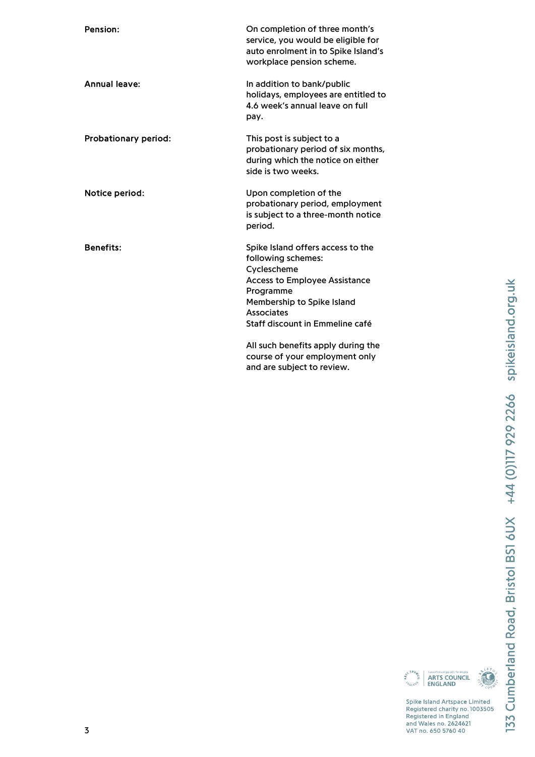| | |
|---|---|
| **Pension:** | On completion of three month's service, you would be eligible for auto enrolment in to Spike Island's workplace pension scheme. |
| **Annual leave:** | In addition to bank/public holidays, employees are entitled to 4.6 week's annual leave on full pay. |
| **Probationary period:** | This post is subject to a probationary period of six months, during which the notice on either side is two weeks. |
| **Notice period:** | Upon completion of the probationary period, employment is subject to a three-month notice period. |
| **Benefits:** | Spike Island offers access to the following schemes:<br>Cyclescheme<br>Access to Employee Assistance Programme<br>Membership to Spike Island Associates<br>Staff discount in Emmeline café<br><br>All such benefits apply during the course of your employment only and are subject to review. |

Spike Island Artspace Limited
Registered charity no. 1003505
Registered in England and Wales no. 2624621
VAT no. 650 5760 40

133 Cumberland Road, Bristol BS1 6UX +44 (0)117 929 2266 spikeisland.org.uk